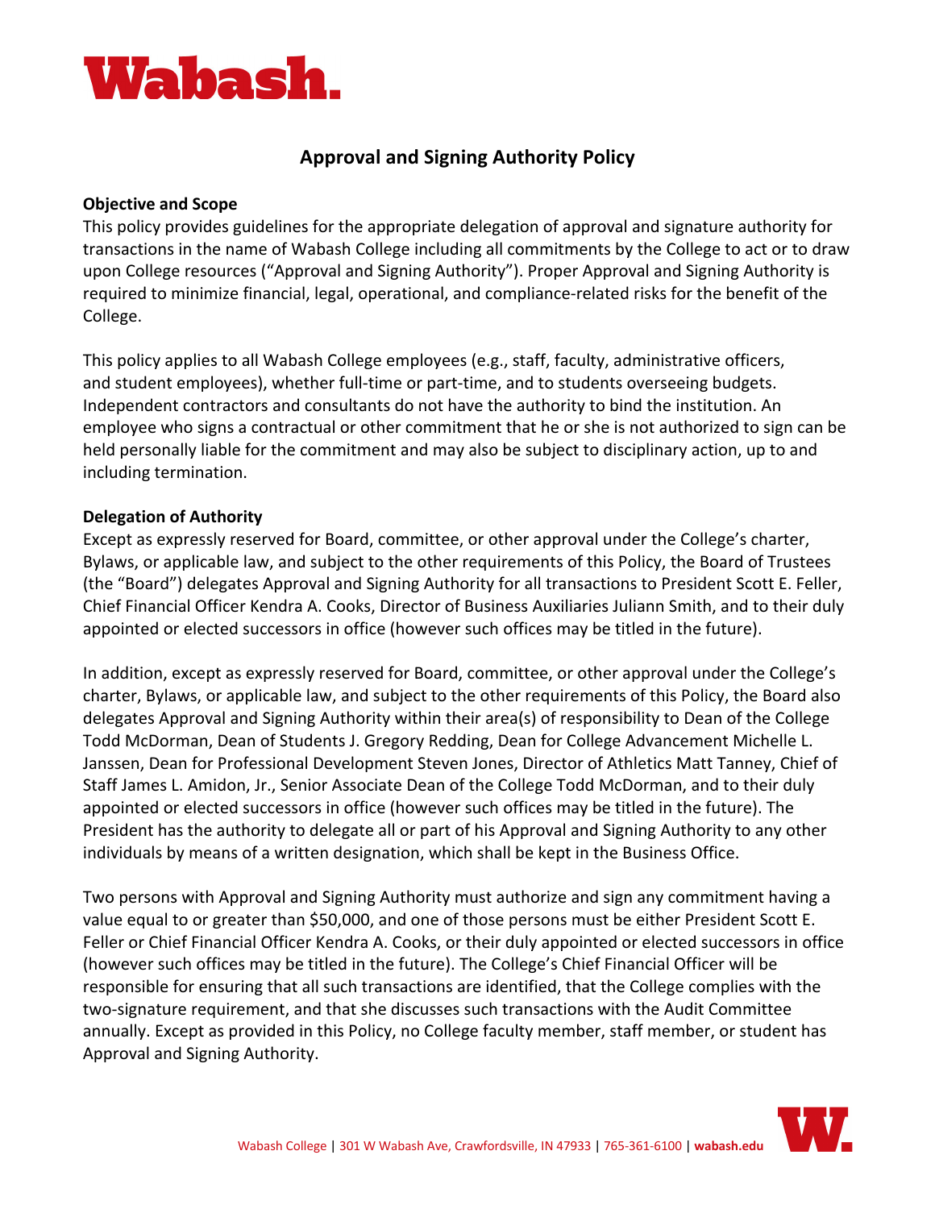# Wabash.

## Approval and Signing Authority Policy

**Objective and Scope**

This policy provides guidelines for the appropriate delegation of approval and signature authority for transactions in the name of Wabash College including all commitments by the College to act or to draw upon College resources ("Approval and Signing Authority"). Proper Approval and Signing Authority is required to minimize financial, legal, operational, and compliance-related risks for the benefit of the College.

This policy applies to all Wabash College employees (e.g., staff, faculty, administrative officers, and student employees), whether full-time or part-time, and to students overseeing budgets. Independent contractors and consultants do not have the authority to bind the institution. An employee who signs a contractual or other commitment that he or she is not authorized to sign can be held personally liable for the commitment and may also be subject to disciplinary action, up to and including termination.

**Delegation of Authority**

Except as expressly reserved for Board, committee, or other approval under the College's charter, Bylaws, or applicable law, and subject to the other requirements of this Policy, the Board of Trustees (the "Board") delegates Approval and Signing Authority for all transactions to President Scott E. Feller, Chief Financial Officer Kendra A. Cooks, Director of Business Auxiliaries Juliann Smith, and to their duly appointed or elected successors in office (however such offices may be titled in the future).

In addition, except as expressly reserved for Board, committee, or other approval under the College's charter, Bylaws, or applicable law, and subject to the other requirements of this Policy, the Board also delegates Approval and Signing Authority within their area(s) of responsibility to Dean of the College Todd McDorman, Dean of Students J. Gregory Redding, Dean for College Advancement Michelle L. Janssen, Dean for Professional Development Steven Jones, Director of Athletics Matt Tanney, Chief of Staff James L. Amidon, Jr., Senior Associate Dean of the College Todd McDorman, and to their duly appointed or elected successors in office (however such offices may be titled in the future). The President has the authority to delegate all or part of his Approval and Signing Authority to any other individuals by means of a written designation, which shall be kept in the Business Office.

Two persons with Approval and Signing Authority must authorize and sign any commitment having a value equal to or greater than $50,000, and one of those persons must be either President Scott E. Feller or Chief Financial Officer Kendra A. Cooks, or their duly appointed or elected successors in office (however such offices may be titled in the future). The College's Chief Financial Officer will be responsible for ensuring that all such transactions are identified, that the College complies with the two-signature requirement, and that she discusses such transactions with the Audit Committee annually. Except as provided in this Policy, no College faculty member, staff member, or student has Approval and Signing Authority.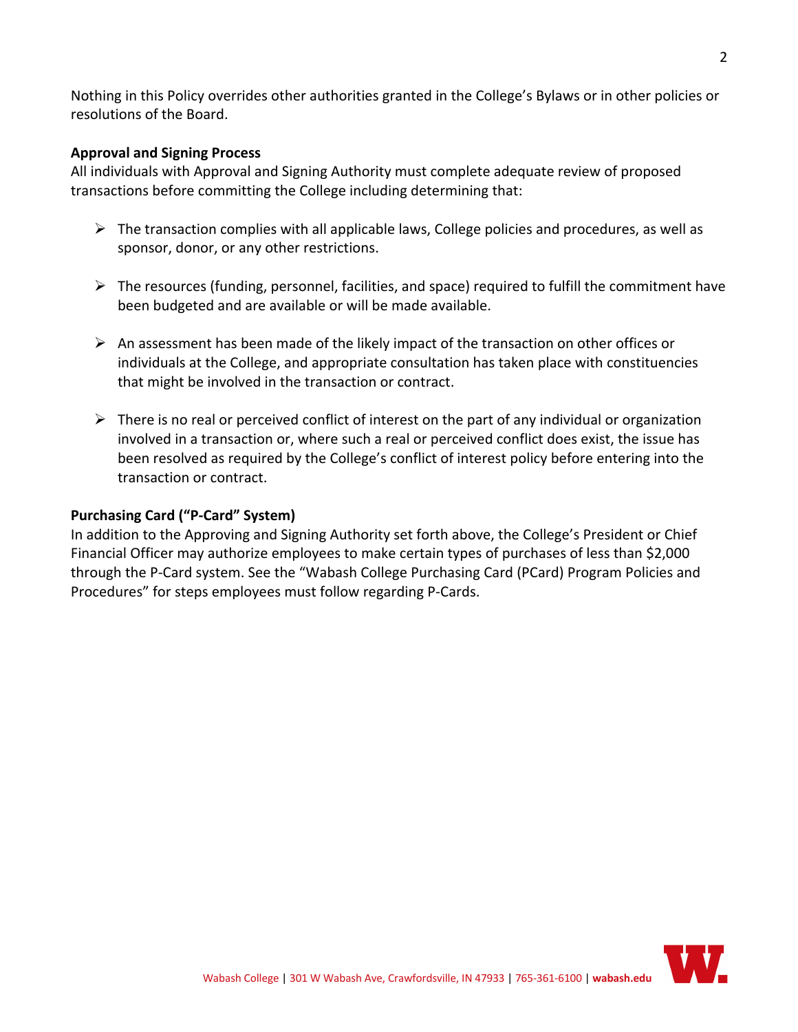Nothing in this Policy overrides other authorities granted in the College's Bylaws or in other policies or resolutions of the Board.

**Approval and Signing Process**

All individuals with Approval and Signing Authority must complete adequate review of proposed transactions before committing the College including determining that:

- The transaction complies with all applicable laws, College policies and procedures, as well as sponsor, donor, or any other restrictions.
- The resources (funding, personnel, facilities, and space) required to fulfill the commitment have been budgeted and are available or will be made available.
- An assessment has been made of the likely impact of the transaction on other offices or individuals at the College, and appropriate consultation has taken place with constituencies that might be involved in the transaction or contract.
- There is no real or perceived conflict of interest on the part of any individual or organization involved in a transaction or, where such a real or perceived conflict does exist, the issue has been resolved as required by the College's conflict of interest policy before entering into the transaction or contract.

**Purchasing Card ("P-Card" System)**

In addition to the Approving and Signing Authority set forth above, the College's President or Chief Financial Officer may authorize employees to make certain types of purchases of less than $2,000 through the P-Card system. See the "Wabash College Purchasing Card (PCard) Program Policies and Procedures" for steps employees must follow regarding P-Cards.